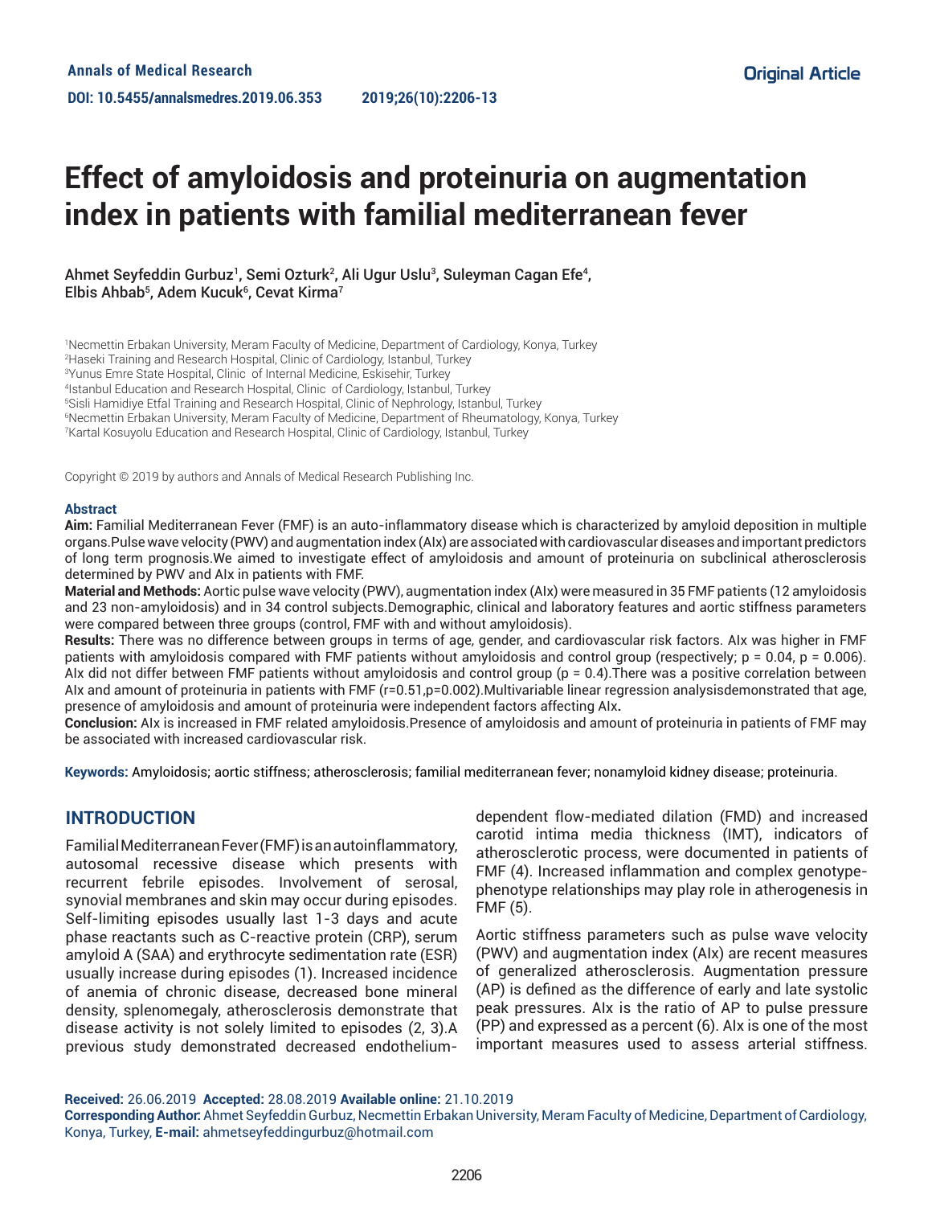Original Article

# Effect of amyloidosis and proteinuria on augmentation index in patients with familial mediterranean fever

Ahmet Seyfeddin Gurbuz[1], Semi Ozturk[2], Ali Ugur Uslu[3], Suleyman Cagan Efe[4], Elbis Ahbab[5], Adem Kucuk[6], Cevat Kirma[7]

[1]Necmettin Erbakan University, Meram Faculty of Medicine, Department of Cardiology, Konya, Turkey
[2]Haseki Training and Research Hospital, Clinic of Cardiology, Istanbul, Turkey
[3]Yunus Emre State Hospital, Clinic of Internal Medicine, Eskisehir, Turkey
[4]Istanbul Education and Research Hospital, Clinic of Cardiology, Istanbul, Turkey
[5]Sisli Hamidiye Etfal Training and Research Hospital, Clinic of Nephrology, Istanbul, Turkey
[6]Necmettin Erbakan University, Meram Faculty of Medicine, Department of Rheumatology, Konya, Turkey
[7]Kartal Kosuyolu Education and Research Hospital, Clinic of Cardiology, Istanbul, Turkey

Copyright © 2019 by authors and Annals of Medical Research Publishing Inc.

## Abstract

**Aim:** Familial Mediterranean Fever (FMF) is an auto-inflammatory disease which is characterized by amyloid deposition in multiple organs.Pulse wave velocity (PWV) and augmentation index (AIx) are associated with cardiovascular diseases and important predictors of long term prognosis.We aimed to investigate effect of amyloidosis and amount of proteinuria on subclinical atherosclerosis determined by PWV and AIx in patients with FMF.

**Material and Methods:** Aortic pulse wave velocity (PWV), augmentation index (AIx) were measured in 35 FMF patients (12 amyloidosis and 23 non-amyloidosis) and in 34 control subjects.Demographic, clinical and laboratory features and aortic stiffness parameters were compared between three groups (control, FMF with and without amyloidosis).

**Results:** There was no difference between groups in terms of age, gender, and cardiovascular risk factors. AIx was higher in FMF patients with amyloidosis compared with FMF patients without amyloidosis and control group (respectively; p = 0.04, p = 0.006). AIx did not differ between FMF patients without amyloidosis and control group (p = 0.4).There was a positive correlation between AIx and amount of proteinuria in patients with FMF (r=0.51,p=0.002).Multivariable linear regression analysisdemonstrated that age, presence of amyloidosis and amount of proteinuria were independent factors affecting AIx**.**

**Conclusion:** AIx is increased in FMF related amyloidosis.Presence of amyloidosis and amount of proteinuria in patients of FMF may be associated with increased cardiovascular risk.

**Keywords:** Amyloidosis; aortic stiffness; atherosclerosis; familial mediterranean fever; nonamyloid kidney disease; proteinuria.

## INTRODUCTION

Familial Mediterranean Fever (FMF) is an autoinflammatory, autosomal recessive disease which presents with recurrent febrile episodes. Involvement of serosal, synovial membranes and skin may occur during episodes. Self-limiting episodes usually last 1-3 days and acute phase reactants such as C-reactive protein (CRP), serum amyloid A (SAA) and erythrocyte sedimentation rate (ESR) usually increase during episodes (1). Increased incidence of anemia of chronic disease, decreased bone mineral density, splenomegaly, atherosclerosis demonstrate that disease activity is not solely limited to episodes (2, 3).A previous study demonstrated decreased endothelium-dependent flow-mediated dilation (FMD) and increased carotid intima media thickness (IMT), indicators of atherosclerotic process, were documented in patients of FMF (4). Increased inflammation and complex genotype-phenotype relationships may play role in atherogenesis in FMF (5).

Aortic stiffness parameters such as pulse wave velocity (PWV) and augmentation index (AIx) are recent measures of generalized atherosclerosis. Augmentation pressure (AP) is defined as the difference of early and late systolic peak pressures. AIx is the ratio of AP to pulse pressure (PP) and expressed as a percent (6). AIx is one of the most important measures used to assess arterial stiffness.

**Received:** 26.06.2019 **Accepted:** 28.08.2019 **Available online:** 21.10.2019
**Corresponding Author:** Ahmet Seyfeddin Gurbuz, Necmettin Erbakan University, Meram Faculty of Medicine, Department of Cardiology, Konya, Turkey, **E-mail:** ahmetseyfeddingurbuz@hotmail.com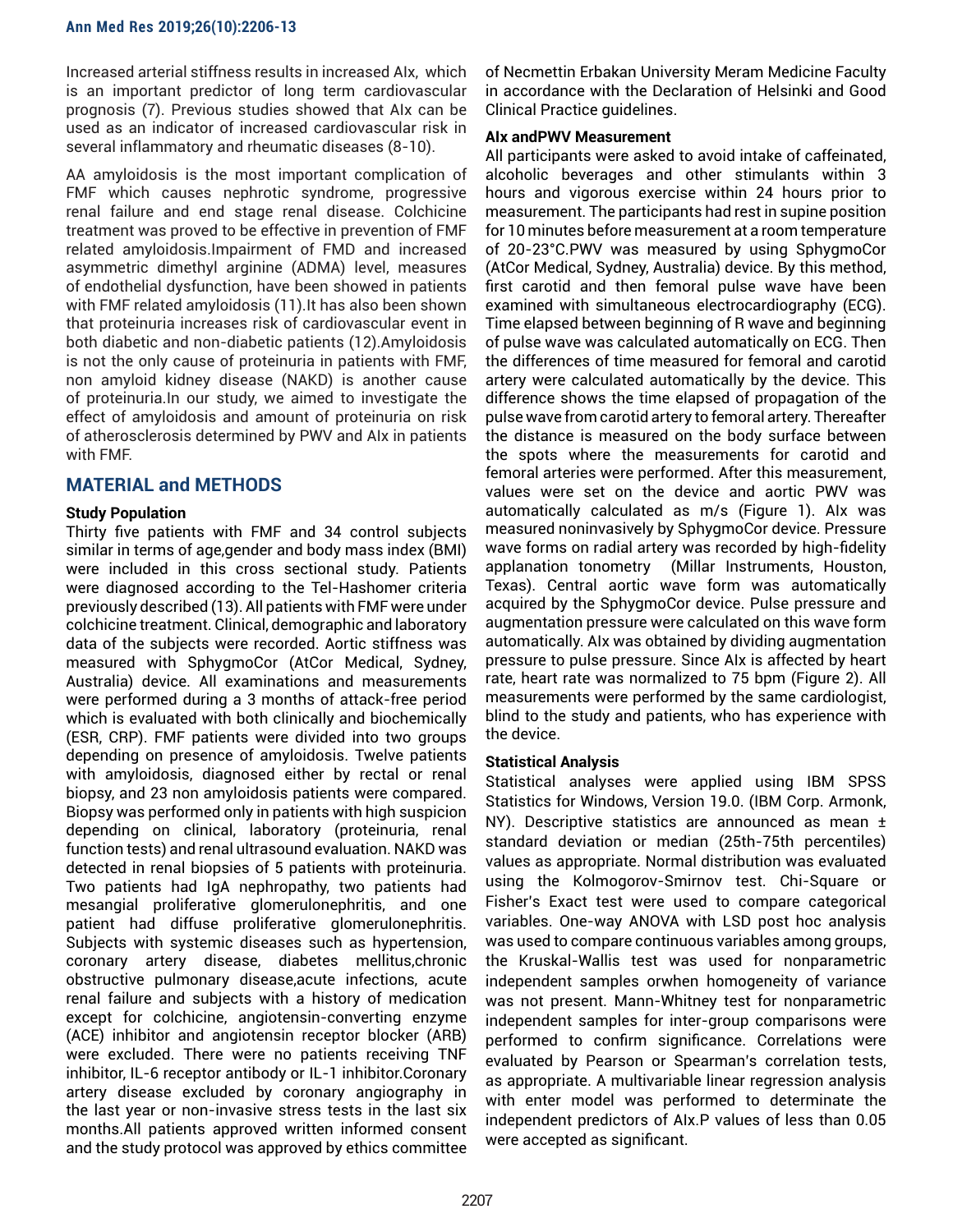Increased arterial stiffness results in increased AIx, which is an important predictor of long term cardiovascular prognosis (7). Previous studies showed that AIx can be used as an indicator of increased cardiovascular risk in several inflammatory and rheumatic diseases (8-10).

AA amyloidosis is the most important complication of FMF which causes nephrotic syndrome, progressive renal failure and end stage renal disease. Colchicine treatment was proved to be effective in prevention of FMF related amyloidosis.Impairment of FMD and increased asymmetric dimethyl arginine (ADMA) level, measures of endothelial dysfunction, have been showed in patients with FMF related amyloidosis (11).It has also been shown that proteinuria increases risk of cardiovascular event in both diabetic and non-diabetic patients (12).Amyloidosis is not the only cause of proteinuria in patients with FMF, non amyloid kidney disease (NAKD) is another cause of proteinuria.In our study, we aimed to investigate the effect of amyloidosis and amount of proteinuria on risk of atherosclerosis determined by PWV and AIx in patients with FMF.

## MATERIAL and METHODS

### Study Population

Thirty five patients with FMF and 34 control subjects similar in terms of age,gender and body mass index (BMI) were included in this cross sectional study. Patients were diagnosed according to the Tel-Hashomer criteria previously described (13). All patients with FMF were under colchicine treatment. Clinical, demographic and laboratory data of the subjects were recorded. Aortic stiffness was measured with SphygmoCor (AtCor Medical, Sydney, Australia) device. All examinations and measurements were performed during a 3 months of attack-free period which is evaluated with both clinically and biochemically (ESR, CRP). FMF patients were divided into two groups depending on presence of amyloidosis. Twelve patients with amyloidosis, diagnosed either by rectal or renal biopsy, and 23 non amyloidosis patients were compared. Biopsy was performed only in patients with high suspicion depending on clinical, laboratory (proteinuria, renal function tests) and renal ultrasound evaluation. NAKD was detected in renal biopsies of 5 patients with proteinuria. Two patients had IgA nephropathy, two patients had mesangial proliferative glomerulonephritis, and one patient had diffuse proliferative glomerulonephritis. Subjects with systemic diseases such as hypertension, coronary artery disease, diabetes mellitus,chronic obstructive pulmonary disease,acute infections, acute renal failure and subjects with a history of medication except for colchicine, angiotensin-converting enzyme (ACE) inhibitor and angiotensin receptor blocker (ARB) were excluded. There were no patients receiving TNF inhibitor, IL-6 receptor antibody or IL-1 inhibitor.Coronary artery disease excluded by coronary angiography in the last year or non-invasive stress tests in the last six months.All patients approved written informed consent and the study protocol was approved by ethics committee of Necmettin Erbakan University Meram Medicine Faculty in accordance with the Declaration of Helsinki and Good Clinical Practice guidelines.

### AIx andPWV Measurement

All participants were asked to avoid intake of caffeinated, alcoholic beverages and other stimulants within 3 hours and vigorous exercise within 24 hours prior to measurement. The participants had rest in supine position for 10 minutes before measurement at a room temperature of 20-23°C.PWV was measured by using SphygmoCor (AtCor Medical, Sydney, Australia) device. By this method, first carotid and then femoral pulse wave have been examined with simultaneous electrocardiography (ECG). Time elapsed between beginning of R wave and beginning of pulse wave was calculated automatically on ECG. Then the differences of time measured for femoral and carotid artery were calculated automatically by the device. This difference shows the time elapsed of propagation of the pulse wave from carotid artery to femoral artery. Thereafter the distance is measured on the body surface between the spots where the measurements for carotid and femoral arteries were performed. After this measurement, values were set on the device and aortic PWV was automatically calculated as m/s (Figure 1). AIx was measured noninvasively by SphygmoCor device. Pressure wave forms on radial artery was recorded by high-fidelity applanation tonometry (Millar Instruments, Houston, Texas). Central aortic wave form was automatically acquired by the SphygmoCor device. Pulse pressure and augmentation pressure were calculated on this wave form automatically. AIx was obtained by dividing augmentation pressure to pulse pressure. Since AIx is affected by heart rate, heart rate was normalized to 75 bpm (Figure 2). All measurements were performed by the same cardiologist, blind to the study and patients, who has experience with the device.

### Statistical Analysis

Statistical analyses were applied using IBM SPSS Statistics for Windows, Version 19.0. (IBM Corp. Armonk, NY). Descriptive statistics are announced as mean ± standard deviation or median (25th-75th percentiles) values as appropriate. Normal distribution was evaluated using the Kolmogorov-Smirnov test. Chi-Square or Fisher's Exact test were used to compare categorical variables. One-way ANOVA with LSD post hoc analysis was used to compare continuous variables among groups, the Kruskal-Wallis test was used for nonparametric independent samples orwhen homogeneity of variance was not present. Mann-Whitney test for nonparametric independent samples for inter-group comparisons were performed to confirm significance. Correlations were evaluated by Pearson or Spearman's correlation tests, as appropriate. A multivariable linear regression analysis with enter model was performed to determinate the independent predictors of AIx.P values of less than 0.05 were accepted as significant.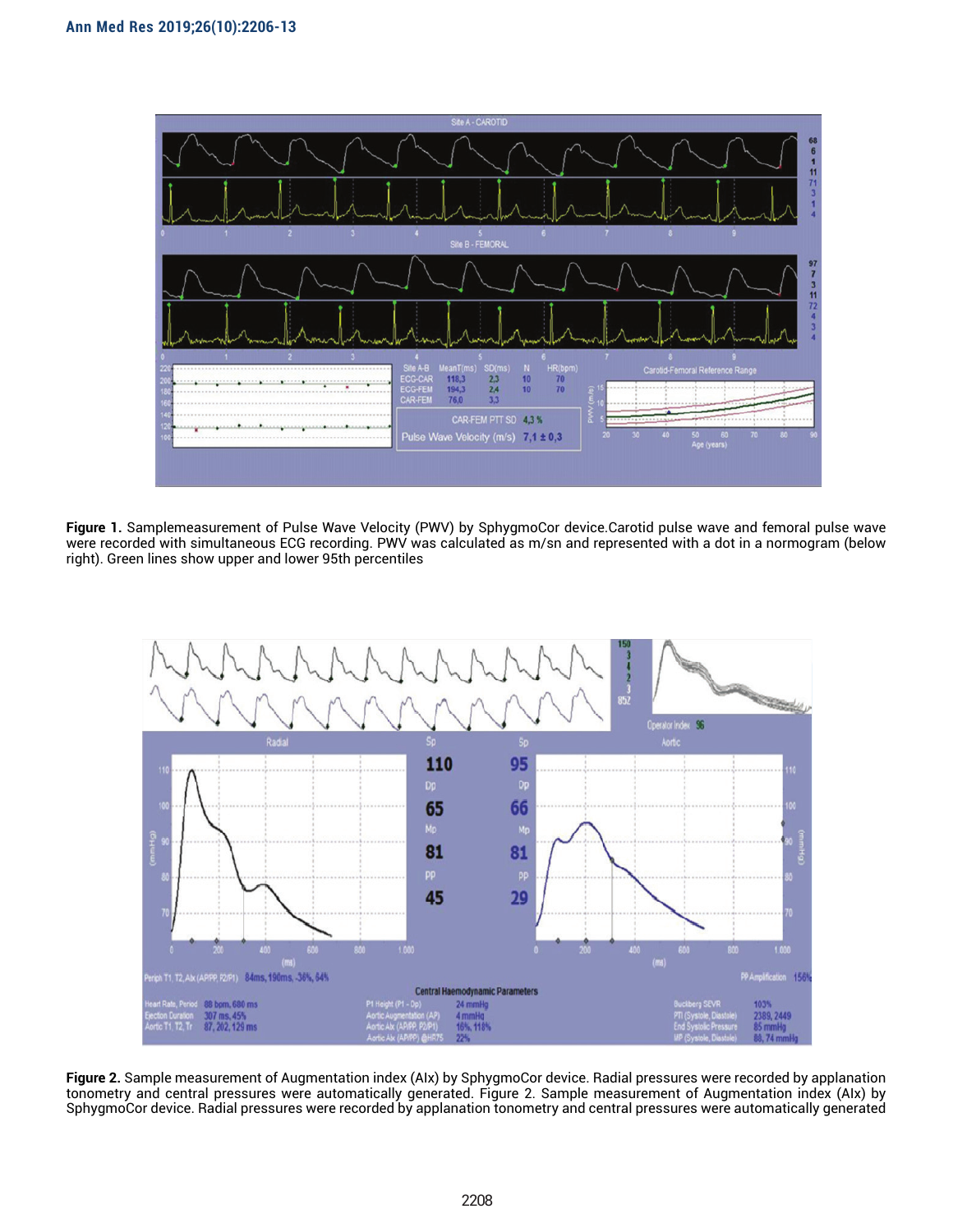**Figure 1.** Samplemeasurement of Pulse Wave Velocity (PWV) by SphygmoCor device.Carotid pulse wave and femoral pulse wave were recorded with simultaneous ECG recording. PWV was calculated as m/sn and represented with a dot in a normogram (below right). Green lines show upper and lower 95th percentiles

**Figure 2.** Sample measurement of Augmentation index (AIx) by SphygmoCor device. Radial pressures were recorded by applanation tonometry and central pressures were automatically generated. Figure 2. Sample measurement of Augmentation index (AIx) by SphygmoCor device. Radial pressures were recorded by applanation tonometry and central pressures were automatically generated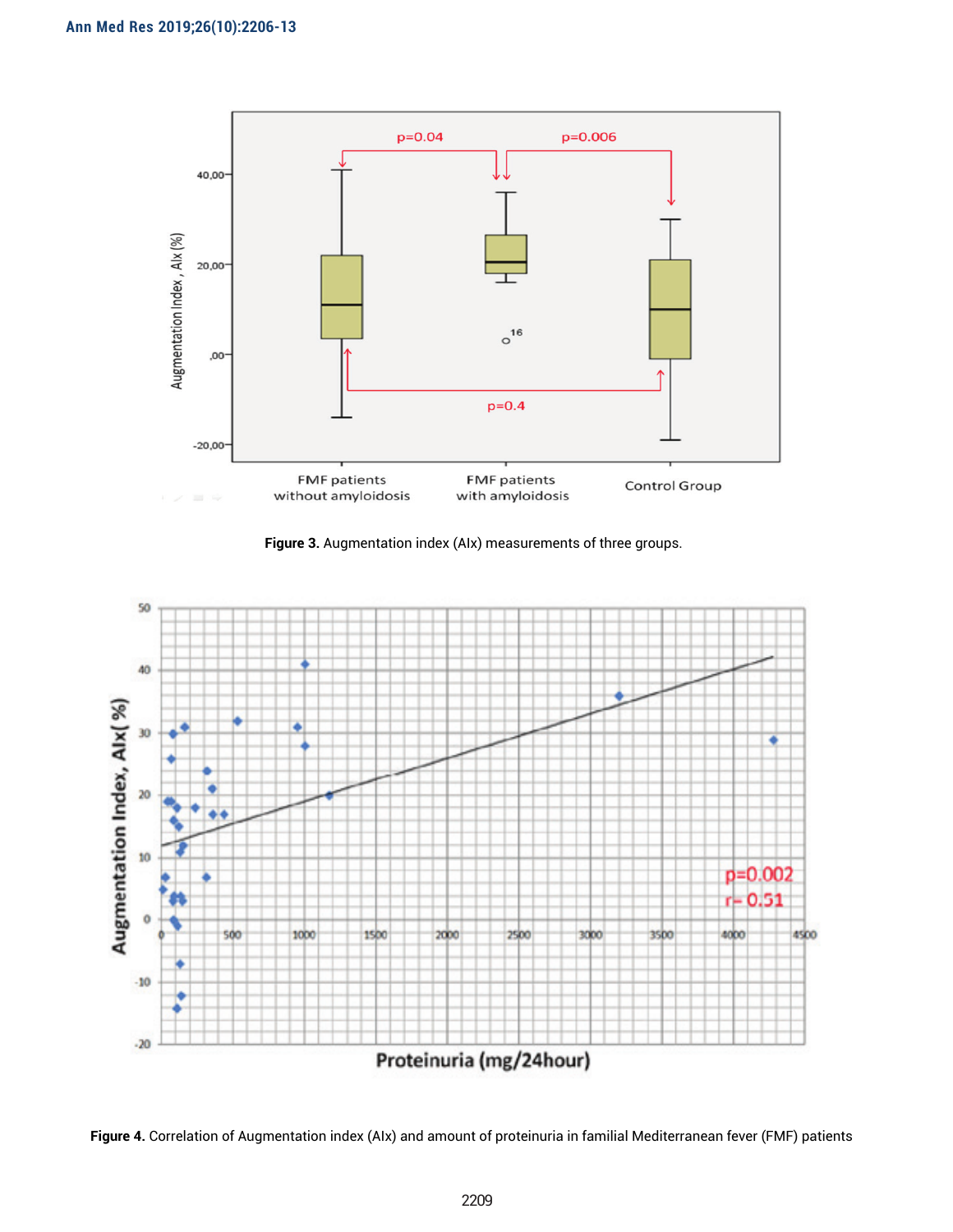**Figure 3.** Augmentation index (AIx) measurements of three groups.

**Figure 4.** Correlation of Augmentation index (AIx) and amount of proteinuria in familial Mediterranean fever (FMF) patients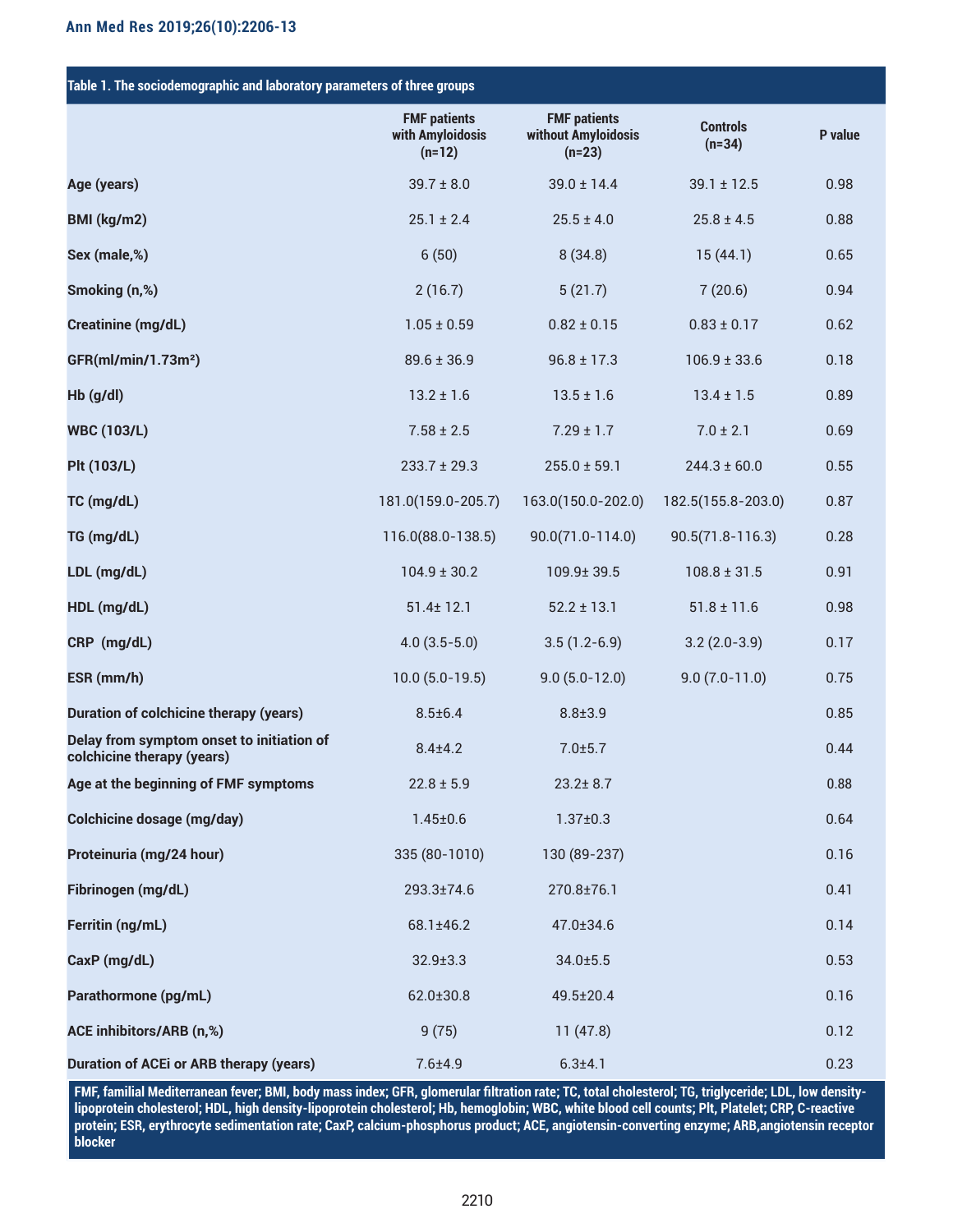**Table 1. The sociodemographic and laboratory parameters of three groups**

| | FMF patients with Amyloidosis (n=12) | FMF patients without Amyloidosis (n=23) | Controls (n=34) | P value |
|---|---|---|---|---|
| Age (years) | 39.7 ± 8.0 | 39.0 ± 14.4 | 39.1 ± 12.5 | 0.98 |
| BMI (kg/m2) | 25.1 ± 2.4 | 25.5 ± 4.0 | 25.8 ± 4.5 | 0.88 |
| Sex (male,%) | 6 (50) | 8 (34.8) | 15 (44.1) | 0.65 |
| Smoking (n,%) | 2 (16.7) | 5 (21.7) | 7 (20.6) | 0.94 |
| Creatinine (mg/dL) | 1.05 ± 0.59 | 0.82 ± 0.15 | 0.83 ± 0.17 | 0.62 |
| GFR(ml/min/1.73m²) | 89.6 ± 36.9 | 96.8 ± 17.3 | 106.9 ± 33.6 | 0.18 |
| Hb (g/dl) | 13.2 ± 1.6 | 13.5 ± 1.6 | 13.4 ± 1.5 | 0.89 |
| WBC (103/L) | 7.58 ± 2.5 | 7.29 ± 1.7 | 7.0 ± 2.1 | 0.69 |
| Plt (103/L) | 233.7 ± 29.3 | 255.0 ± 59.1 | 244.3 ± 60.0 | 0.55 |
| TC (mg/dL) | 181.0(159.0-205.7) | 163.0(150.0-202.0) | 182.5(155.8-203.0) | 0.87 |
| TG (mg/dL) | 116.0(88.0-138.5) | 90.0(71.0-114.0) | 90.5(71.8-116.3) | 0.28 |
| LDL (mg/dL) | 104.9 ± 30.2 | 109.9± 39.5 | 108.8 ± 31.5 | 0.91 |
| HDL (mg/dL) | 51.4± 12.1 | 52.2 ± 13.1 | 51.8 ± 11.6 | 0.98 |
| CRP (mg/dL) | 4.0 (3.5-5.0) | 3.5 (1.2-6.9) | 3.2 (2.0-3.9) | 0.17 |
| ESR (mm/h) | 10.0 (5.0-19.5) | 9.0 (5.0-12.0) | 9.0 (7.0-11.0) | 0.75 |
| Duration of colchicine therapy (years) | 8.5±6.4 | 8.8±3.9 | | 0.85 |
| Delay from symptom onset to initiation of colchicine therapy (years) | 8.4±4.2 | 7.0±5.7 | | 0.44 |
| Age at the beginning of FMF symptoms | 22.8 ± 5.9 | 23.2± 8.7 | | 0.88 |
| Colchicine dosage (mg/day) | 1.45±0.6 | 1.37±0.3 | | 0.64 |
| Proteinuria (mg/24 hour) | 335 (80-1010) | 130 (89-237) | | 0.16 |
| Fibrinogen (mg/dL) | 293.3±74.6 | 270.8±76.1 | | 0.41 |
| Ferritin (ng/mL) | 68.1±46.2 | 47.0±34.6 | | 0.14 |
| CaxP (mg/dL) | 32.9±3.3 | 34.0±5.5 | | 0.53 |
| Parathormone (pg/mL) | 62.0±30.8 | 49.5±20.4 | | 0.16 |
| ACE inhibitors/ARB (n,%) | 9 (75) | 11 (47.8) | | 0.12 |
| Duration of ACEi or ARB therapy (years) | 7.6±4.9 | 6.3±4.1 | | 0.23 |

FMF, familial Mediterranean fever; BMI, body mass index; GFR, glomerular filtration rate; TC, total cholesterol; TG, triglyceride; LDL, low density-lipoprotein cholesterol; HDL, high density-lipoprotein cholesterol; Hb, hemoglobin; WBC, white blood cell counts; Plt, Platelet; CRP, C-reactive protein; ESR, erythrocyte sedimentation rate; CaxP, calcium-phosphorus product; ACE, angiotensin-converting enzyme; ARB,angiotensin receptor blocker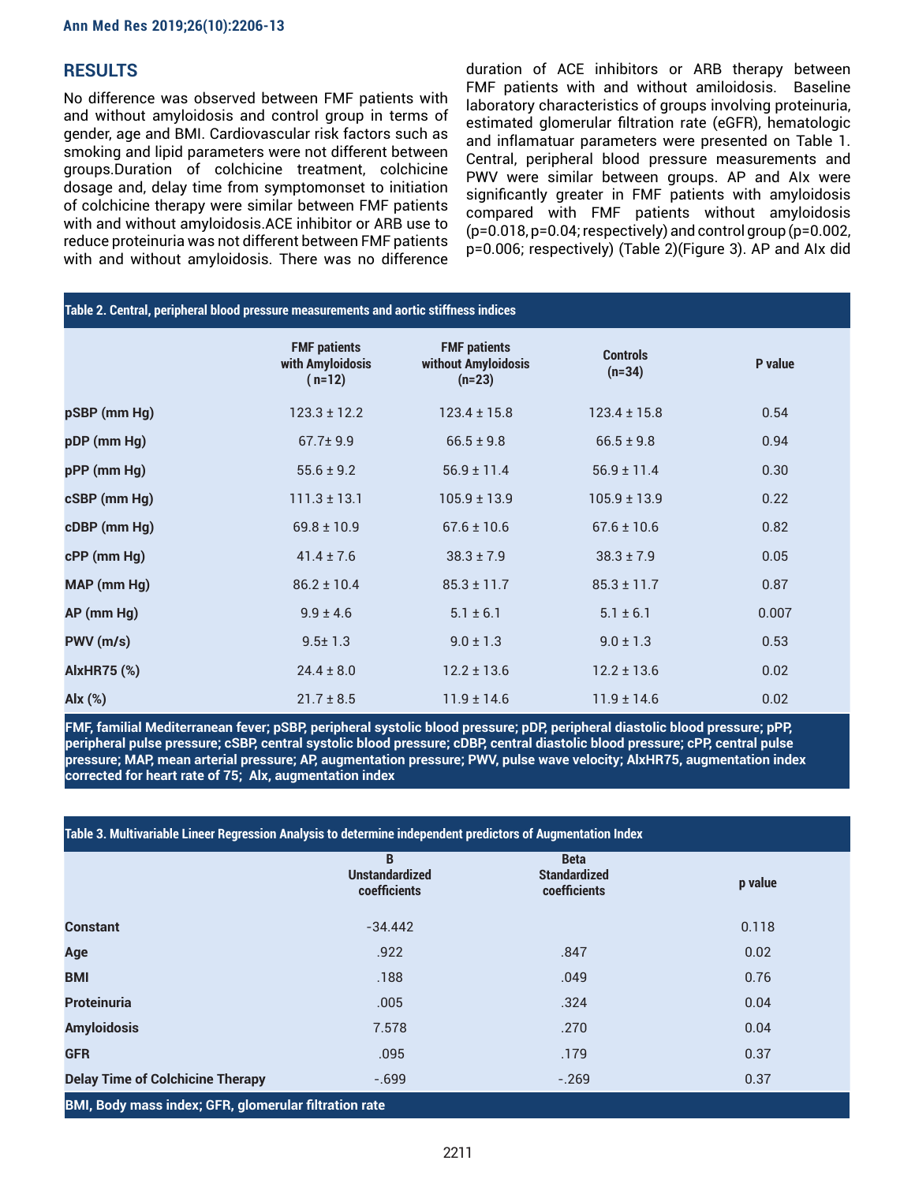## RESULTS

No difference was observed between FMF patients with and without amyloidosis and control group in terms of gender, age and BMI. Cardiovascular risk factors such as smoking and lipid parameters were not different between groups.Duration of colchicine treatment, colchicine dosage and, delay time from symptomonset to initiation of colchicine therapy were similar between FMF patients with and without amyloidosis.ACE inhibitor or ARB use to reduce proteinuria was not different between FMF patients with and without amyloidosis. There was no difference duration of ACE inhibitors or ARB therapy between FMF patients with and without amiloidosis. Baseline laboratory characteristics of groups involving proteinuria, estimated glomerular filtration rate (eGFR), hematologic and inflamatuar parameters were presented on Table 1. Central, peripheral blood pressure measurements and PWV were similar between groups. AP and AIx were significantly greater in FMF patients with amyloidosis compared with FMF patients without amyloidosis (p=0.018, p=0.04; respectively) and control group (p=0.002, p=0.006; respectively) (Table 2)(Figure 3). AP and AIx did

**Table 2. Central, peripheral blood pressure measurements and aortic stiffness indices**

| | FMF patients with Amyloidosis (n=12) | FMF patients without Amyloidosis (n=23) | Controls (n=34) | P value |
|---|---|---|---|---|
| pSBP (mm Hg) | 123.3 ± 12.2 | 123.4 ± 15.8 | 123.4 ± 15.8 | 0.54 |
| pDP (mm Hg) | 67.7± 9.9 | 66.5 ± 9.8 | 66.5 ± 9.8 | 0.94 |
| pPP (mm Hg) | 55.6 ± 9.2 | 56.9 ± 11.4 | 56.9 ± 11.4 | 0.30 |
| cSBP (mm Hg) | 111.3 ± 13.1 | 105.9 ± 13.9 | 105.9 ± 13.9 | 0.22 |
| cDBP (mm Hg) | 69.8 ± 10.9 | 67.6 ± 10.6 | 67.6 ± 10.6 | 0.82 |
| cPP (mm Hg) | 41.4 ± 7.6 | 38.3 ± 7.9 | 38.3 ± 7.9 | 0.05 |
| MAP (mm Hg) | 86.2 ± 10.4 | 85.3 ± 11.7 | 85.3 ± 11.7 | 0.87 |
| AP (mm Hg) | 9.9 ± 4.6 | 5.1 ± 6.1 | 5.1 ± 6.1 | 0.007 |
| PWV (m/s) | 9.5± 1.3 | 9.0 ± 1.3 | 9.0 ± 1.3 | 0.53 |
| AIxHR75 (%) | 24.4 ± 8.0 | 12.2 ± 13.6 | 12.2 ± 13.6 | 0.02 |
| AIx (%) | 21.7 ± 8.5 | 11.9 ± 14.6 | 11.9 ± 14.6 | 0.02 |

FMF, familial Mediterranean fever; pSBP, peripheral systolic blood pressure; pDP, peripheral diastolic blood pressure; pPP, peripheral pulse pressure; cSBP, central systolic blood pressure; cDBP, central diastolic blood pressure; cPP, central pulse pressure; MAP, mean arterial pressure; AP, augmentation pressure; PWV, pulse wave velocity; AIxHR75, augmentation index corrected for heart rate of 75; AIx, augmentation index

**Table 3. Multivariable Lineer Regression Analysis to determine independent predictors of Augmentation Index**

| | B Unstandardized coefficients | Beta Standardized coefficients | p value |
|---|---|---|---|
| Constant | -34.442 | | 0.118 |
| Age | .922 | .847 | 0.02 |
| BMI | .188 | .049 | 0.76 |
| Proteinuria | .005 | .324 | 0.04 |
| Amyloidosis | 7.578 | .270 | 0.04 |
| GFR | .095 | .179 | 0.37 |
| Delay Time of Colchicine Therapy | -.699 | -.269 | 0.37 |

BMI, Body mass index; GFR, glomerular filtration rate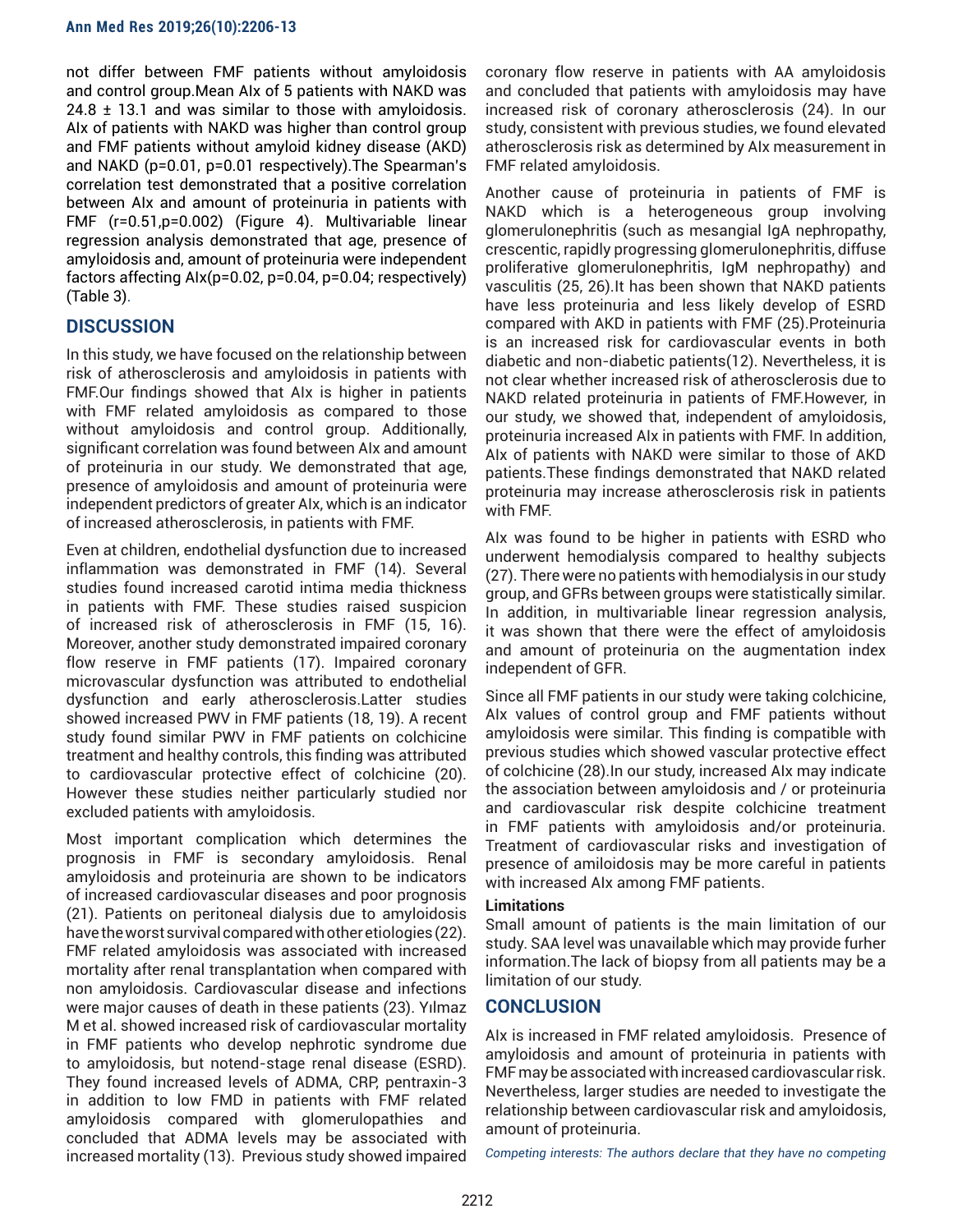not differ between FMF patients without amyloidosis and control group.Mean AIx of 5 patients with NAKD was 24.8 ± 13.1 and was similar to those with amyloidosis. AIx of patients with NAKD was higher than control group and FMF patients without amyloid kidney disease (AKD) and NAKD (p=0.01, p=0.01 respectively).The Spearman's correlation test demonstrated that a positive correlation between AIx and amount of proteinuria in patients with FMF (r=0.51,p=0.002) (Figure 4). Multivariable linear regression analysis demonstrated that age, presence of amyloidosis and, amount of proteinuria were independent factors affecting AIx(p=0.02, p=0.04, p=0.04; respectively) (Table 3).

## DISCUSSION

In this study, we have focused on the relationship between risk of atherosclerosis and amyloidosis in patients with FMF.Our findings showed that AIx is higher in patients with FMF related amyloidosis as compared to those without amyloidosis and control group. Additionally, significant correlation was found between AIx and amount of proteinuria in our study. We demonstrated that age, presence of amyloidosis and amount of proteinuria were independent predictors of greater AIx, which is an indicator of increased atherosclerosis, in patients with FMF.

Even at children, endothelial dysfunction due to increased inflammation was demonstrated in FMF (14). Several studies found increased carotid intima media thickness in patients with FMF. These studies raised suspicion of increased risk of atherosclerosis in FMF (15, 16). Moreover, another study demonstrated impaired coronary flow reserve in FMF patients (17). Impaired coronary microvascular dysfunction was attributed to endothelial dysfunction and early atherosclerosis.Latter studies showed increased PWV in FMF patients (18, 19). A recent study found similar PWV in FMF patients on colchicine treatment and healthy controls, this finding was attributed to cardiovascular protective effect of colchicine (20). However these studies neither particularly studied nor excluded patients with amyloidosis.

Most important complication which determines the prognosis in FMF is secondary amyloidosis. Renal amyloidosis and proteinuria are shown to be indicators of increased cardiovascular diseases and poor prognosis (21). Patients on peritoneal dialysis due to amyloidosis have the worst survival compared with other etiologies (22). FMF related amyloidosis was associated with increased mortality after renal transplantation when compared with non amyloidosis. Cardiovascular disease and infections were major causes of death in these patients (23). Yılmaz M et al. showed increased risk of cardiovascular mortality in FMF patients who develop nephrotic syndrome due to amyloidosis, but notend-stage renal disease (ESRD). They found increased levels of ADMA, CRP, pentraxin-3 in addition to low FMD in patients with FMF related amyloidosis compared with glomerulopathies and concluded that ADMA levels may be associated with increased mortality (13). Previous study showed impaired coronary flow reserve in patients with AA amyloidosis and concluded that patients with amyloidosis may have increased risk of coronary atherosclerosis (24). In our study, consistent with previous studies, we found elevated atherosclerosis risk as determined by AIx measurement in FMF related amyloidosis.

Another cause of proteinuria in patients of FMF is NAKD which is a heterogeneous group involving glomerulonephritis (such as mesangial IgA nephropathy, crescentic, rapidly progressing glomerulonephritis, diffuse proliferative glomerulonephritis, IgM nephropathy) and vasculitis (25, 26).It has been shown that NAKD patients have less proteinuria and less likely develop of ESRD compared with AKD in patients with FMF (25).Proteinuria is an increased risk for cardiovascular events in both diabetic and non-diabetic patients(12). Nevertheless, it is not clear whether increased risk of atherosclerosis due to NAKD related proteinuria in patients of FMF.However, in our study, we showed that, independent of amyloidosis, proteinuria increased AIx in patients with FMF. In addition, AIx of patients with NAKD were similar to those of AKD patients.These findings demonstrated that NAKD related proteinuria may increase atherosclerosis risk in patients with FMF.

AIx was found to be higher in patients with ESRD who underwent hemodialysis compared to healthy subjects (27). There were no patients with hemodialysis in our study group, and GFRs between groups were statistically similar. In addition, in multivariable linear regression analysis, it was shown that there were the effect of amyloidosis and amount of proteinuria on the augmentation index independent of GFR.

Since all FMF patients in our study were taking colchicine, AIx values of control group and FMF patients without amyloidosis were similar. This finding is compatible with previous studies which showed vascular protective effect of colchicine (28).In our study, increased AIx may indicate the association between amyloidosis and / or proteinuria and cardiovascular risk despite colchicine treatment in FMF patients with amyloidosis and/or proteinuria. Treatment of cardiovascular risks and investigation of presence of amiloidosis may be more careful in patients with increased AIx among FMF patients.

### Limitations

Small amount of patients is the main limitation of our study. SAA level was unavailable which may provide furher information.The lack of biopsy from all patients may be a limitation of our study.

## CONCLUSION

AIx is increased in FMF related amyloidosis. Presence of amyloidosis and amount of proteinuria in patients with FMF may be associated with increased cardiovascular risk. Nevertheless, larger studies are needed to investigate the relationship between cardiovascular risk and amyloidosis, amount of proteinuria.

*Competing interests: The authors declare that they have no competing*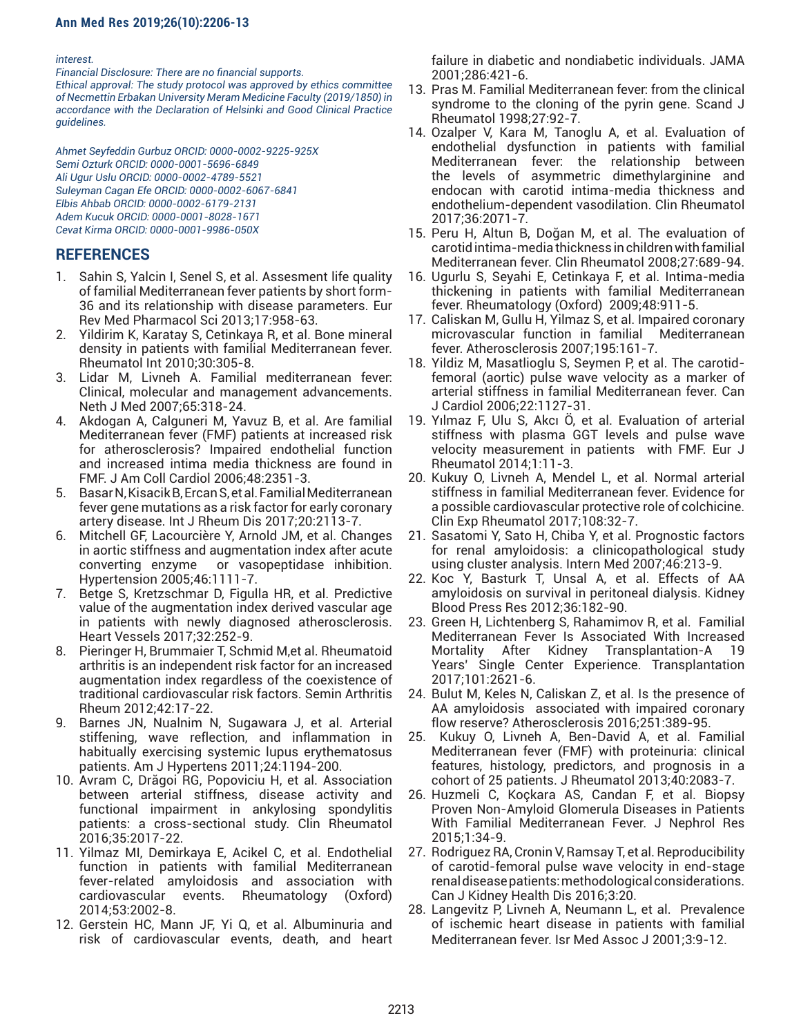*interest.*

*Financial Disclosure: There are no financial supports.*

*Ethical approval: The study protocol was approved by ethics committee of Necmettin Erbakan University Meram Medicine Faculty (2019/1850) in accordance with the Declaration of Helsinki and Good Clinical Practice guidelines.*

*Ahmet Seyfeddin Gurbuz ORCID: 0000-0002-9225-925X*
*Semi Ozturk ORCID: 0000-0001-5696-6849*
*Ali Ugur Uslu ORCID: 0000-0002-4789-5521*
*Suleyman Cagan Efe ORCID: 0000-0002-6067-6841*
*Elbis Ahbab ORCID: 0000-0002-6179-2131*
*Adem Kucuk ORCID: 0000-0001-8028-1671*
*Cevat Kirma ORCID: 0000-0001-9986-050X*

## REFERENCES

1. Sahin S, Yalcin I, Senel S, et al. Assesment life quality of familial Mediterranean fever patients by short form-36 and its relationship with disease parameters. Eur Rev Med Pharmacol Sci 2013;17:958-63.
2. Yildirim K, Karatay S, Cetinkaya R, et al. Bone mineral density in patients with familial Mediterranean fever. Rheumatol Int 2010;30:305-8.
3. Lidar M, Livneh A. Familial mediterranean fever: Clinical, molecular and management advancements. Neth J Med 2007;65:318-24.
4. Akdogan A, Calguneri M, Yavuz B, et al. Are familial Mediterranean fever (FMF) patients at increased risk for atherosclerosis? Impaired endothelial function and increased intima media thickness are found in FMF. J Am Coll Cardiol 2006;48:2351-3.
5. Basar N, Kisacik B, Ercan S, et al. Familial Mediterranean fever gene mutations as a risk factor for early coronary artery disease. Int J Rheum Dis 2017;20:2113-7.
6. Mitchell GF, Lacourcière Y, Arnold JM, et al. Changes in aortic stiffness and augmentation index after acute converting enzyme or vasopeptidase inhibition. Hypertension 2005;46:1111-7.
7. Betge S, Kretzschmar D, Figulla HR, et al. Predictive value of the augmentation index derived vascular age in patients with newly diagnosed atherosclerosis. Heart Vessels 2017;32:252-9.
8. Pieringer H, Brummaier T, Schmid M,et al. Rheumatoid arthritis is an independent risk factor for an increased augmentation index regardless of the coexistence of traditional cardiovascular risk factors. Semin Arthritis Rheum 2012;42:17-22.
9. Barnes JN, Nualnim N, Sugawara J, et al. Arterial stiffening, wave reflection, and inflammation in habitually exercising systemic lupus erythematosus patients. Am J Hypertens 2011;24:1194-200.
10. Avram C, Drăgoi RG, Popoviciu H, et al. Association between arterial stiffness, disease activity and functional impairment in ankylosing spondylitis patients: a cross-sectional study. Clin Rheumatol 2016;35:2017-22.
11. Yilmaz MI, Demirkaya E, Acikel C, et al. Endothelial function in patients with familial Mediterranean fever-related amyloidosis and association with cardiovascular events. Rheumatology (Oxford) 2014;53:2002-8.
12. Gerstein HC, Mann JF, Yi Q, et al. Albuminuria and risk of cardiovascular events, death, and heart failure in diabetic and nondiabetic individuals. JAMA 2001;286:421-6.
13. Pras M. Familial Mediterranean fever: from the clinical syndrome to the cloning of the pyrin gene. Scand J Rheumatol 1998;27:92-7.
14. Ozalper V, Kara M, Tanoglu A, et al. Evaluation of endothelial dysfunction in patients with familial Mediterranean fever: the relationship between the levels of asymmetric dimethylarginine and endocan with carotid intima-media thickness and endothelium-dependent vasodilation. Clin Rheumatol 2017;36:2071-7.
15. Peru H, Altun B, Doğan M, et al. The evaluation of carotid intima-media thickness in children with familial Mediterranean fever. Clin Rheumatol 2008;27:689-94.
16. Ugurlu S, Seyahi E, Cetinkaya F, et al. Intima-media thickening in patients with familial Mediterranean fever. Rheumatology (Oxford) 2009;48:911-5.
17. Caliskan M, Gullu H, Yilmaz S, et al. Impaired coronary microvascular function in familial Mediterranean fever. Atherosclerosis 2007;195:161-7.
18. Yildiz M, Masatlioglu S, Seymen P, et al. The carotid-femoral (aortic) pulse wave velocity as a marker of arterial stiffness in familial Mediterranean fever. Can J Cardiol 2006;22:1127-31.
19. Yılmaz F, Ulu S, Akcı Ö, et al. Evaluation of arterial stiffness with plasma GGT levels and pulse wave velocity measurement in patients with FMF. Eur J Rheumatol 2014;1:11-3.
20. Kukuy O, Livneh A, Mendel L, et al. Normal arterial stiffness in familial Mediterranean fever. Evidence for a possible cardiovascular protective role of colchicine. Clin Exp Rheumatol 2017;108:32-7.
21. Sasatomi Y, Sato H, Chiba Y, et al. Prognostic factors for renal amyloidosis: a clinicopathological study using cluster analysis. Intern Med 2007;46:213-9.
22. Koc Y, Basturk T, Unsal A, et al. Effects of AA amyloidosis on survival in peritoneal dialysis. Kidney Blood Press Res 2012;36:182-90.
23. Green H, Lichtenberg S, Rahamimov R, et al. Familial Mediterranean Fever Is Associated With Increased Mortality After Kidney Transplantation-A 19 Years' Single Center Experience. Transplantation 2017;101:2621-6.
24. Bulut M, Keles N, Caliskan Z, et al. Is the presence of AA amyloidosis associated with impaired coronary flow reserve? Atherosclerosis 2016;251:389-95.
25. Kukuy O, Livneh A, Ben-David A, et al. Familial Mediterranean fever (FMF) with proteinuria: clinical features, histology, predictors, and prognosis in a cohort of 25 patients. J Rheumatol 2013;40:2083-7.
26. Huzmeli C, Koçkara AS, Candan F, et al. Biopsy Proven Non-Amyloid Glomerula Diseases in Patients With Familial Mediterranean Fever. J Nephrol Res 2015;1:34-9.
27. Rodriguez RA, Cronin V, Ramsay T, et al. Reproducibility of carotid-femoral pulse wave velocity in end-stage renal disease patients: methodological considerations. Can J Kidney Health Dis 2016;3:20.
28. Langevitz P, Livneh A, Neumann L, et al. Prevalence of ischemic heart disease in patients with familial Mediterranean fever. Isr Med Assoc J 2001;3:9-12.